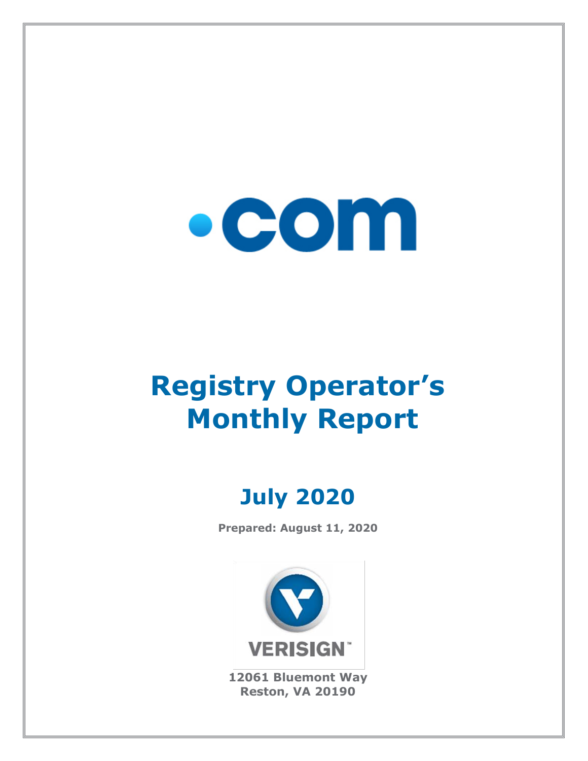.com

# Registry Operator's Monthly Report

## July 2020

**Prepared: August 11, 2020**

VERISIGN

**12061 Bluemont Way**
**Reston, VA 20190**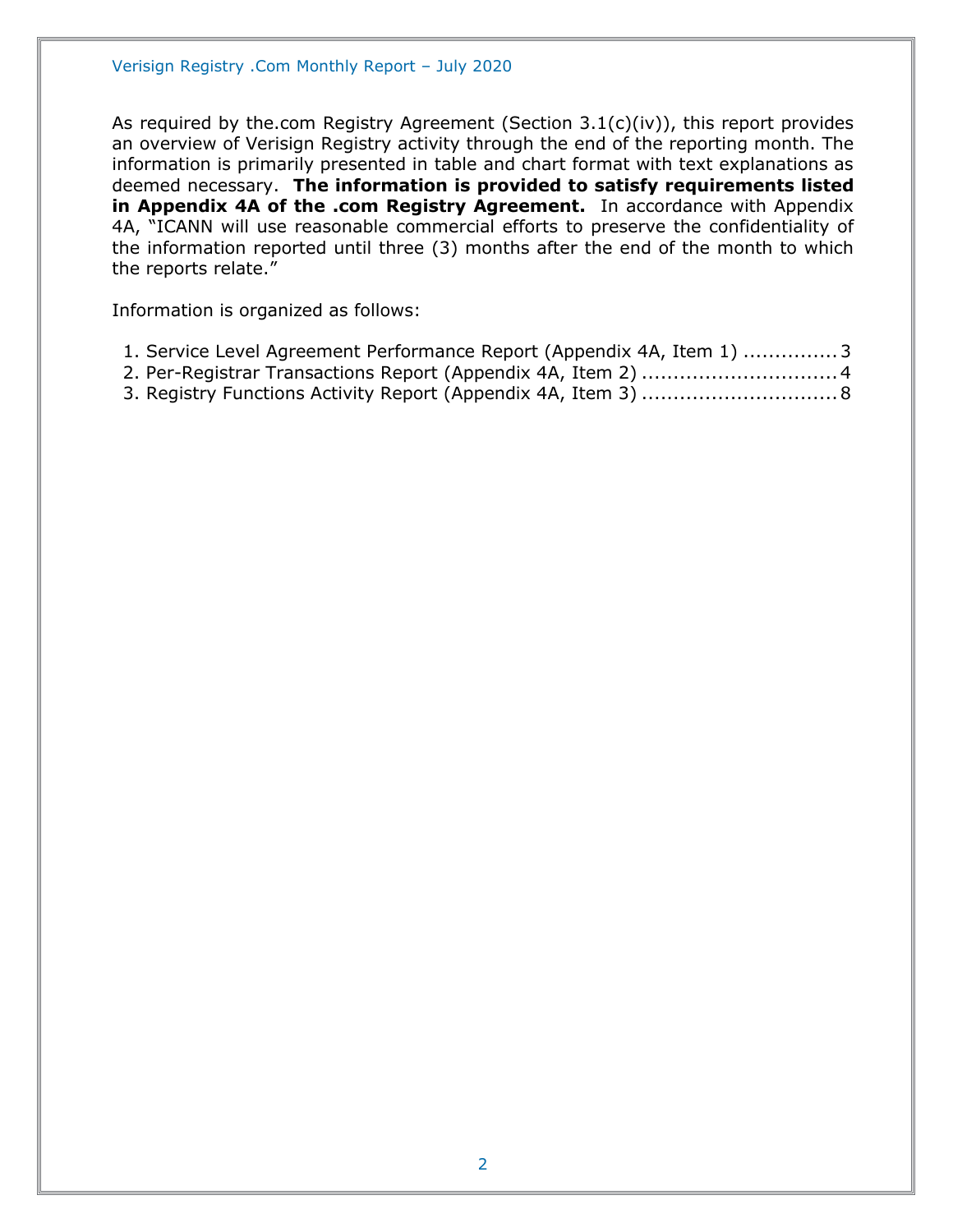As required by the.com Registry Agreement (Section 3.1(c)(iv)), this report provides an overview of Verisign Registry activity through the end of the reporting month. The information is primarily presented in table and chart format with text explanations as deemed necessary. **The information is provided to satisfy requirements listed in Appendix 4A of the .com Registry Agreement.** In accordance with Appendix 4A, "ICANN will use reasonable commercial efforts to preserve the confidentiality of the information reported until three (3) months after the end of the month to which the reports relate."

Information is organized as follows:

1. Service Level Agreement Performance Report (Appendix 4A, Item 1) ............... 3
2. Per-Registrar Transactions Report (Appendix 4A, Item 2) ............................... 4
3. Registry Functions Activity Report (Appendix 4A, Item 3) ............................... 8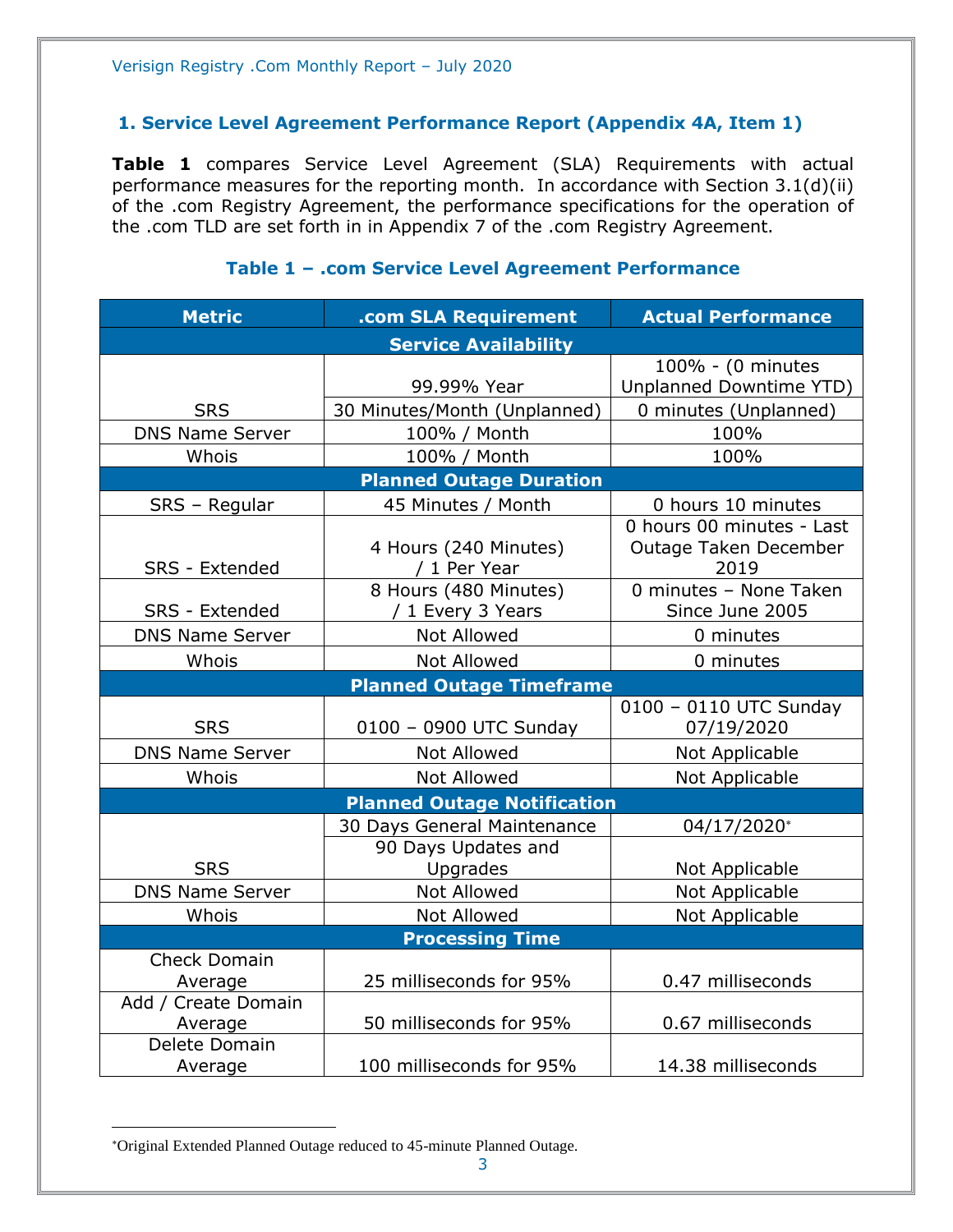## 1. Service Level Agreement Performance Report (Appendix 4A, Item 1)

**Table 1** compares Service Level Agreement (SLA) Requirements with actual performance measures for the reporting month. In accordance with Section 3.1(d)(ii) of the .com Registry Agreement, the performance specifications for the operation of the .com TLD are set forth in in Appendix 7 of the .com Registry Agreement.

### Table 1 – .com Service Level Agreement Performance

| Metric | .com SLA Requirement | Actual Performance |
|---|---|---|
| **Service Availability** | | |
| SRS | 99.99% Year | 100% - (0 minutes Unplanned Downtime YTD) |
| | 30 Minutes/Month (Unplanned) | 0 minutes (Unplanned) |
| DNS Name Server | 100% / Month | 100% |
| Whois | 100% / Month | 100% |
| **Planned Outage Duration** | | |
| SRS – Regular | 45 Minutes / Month | 0 hours 10 minutes |
| SRS - Extended | 4 Hours (240 Minutes) / 1 Per Year | 0 hours 00 minutes - Last Outage Taken December 2019 |
| SRS - Extended | 8 Hours (480 Minutes) / 1 Every 3 Years | 0 minutes – None Taken Since June 2005 |
| DNS Name Server | Not Allowed | 0 minutes |
| Whois | Not Allowed | 0 minutes |
| **Planned Outage Timeframe** | | |
| SRS | 0100 – 0900 UTC Sunday | 0100 – 0110 UTC Sunday 07/19/2020 |
| DNS Name Server | Not Allowed | Not Applicable |
| Whois | Not Allowed | Not Applicable |
| **Planned Outage Notification** | | |
| SRS | 30 Days General Maintenance | 04/17/2020* |
| | 90 Days Updates and Upgrades | Not Applicable |
| DNS Name Server | Not Allowed | Not Applicable |
| Whois | Not Allowed | Not Applicable |
| **Processing Time** | | |
| Check Domain Average | 25 milliseconds for 95% | 0.47 milliseconds |
| Add / Create Domain Average | 50 milliseconds for 95% | 0.67 milliseconds |
| Delete Domain Average | 100 milliseconds for 95% | 14.38 milliseconds |

*Original Extended Planned Outage reduced to 45-minute Planned Outage.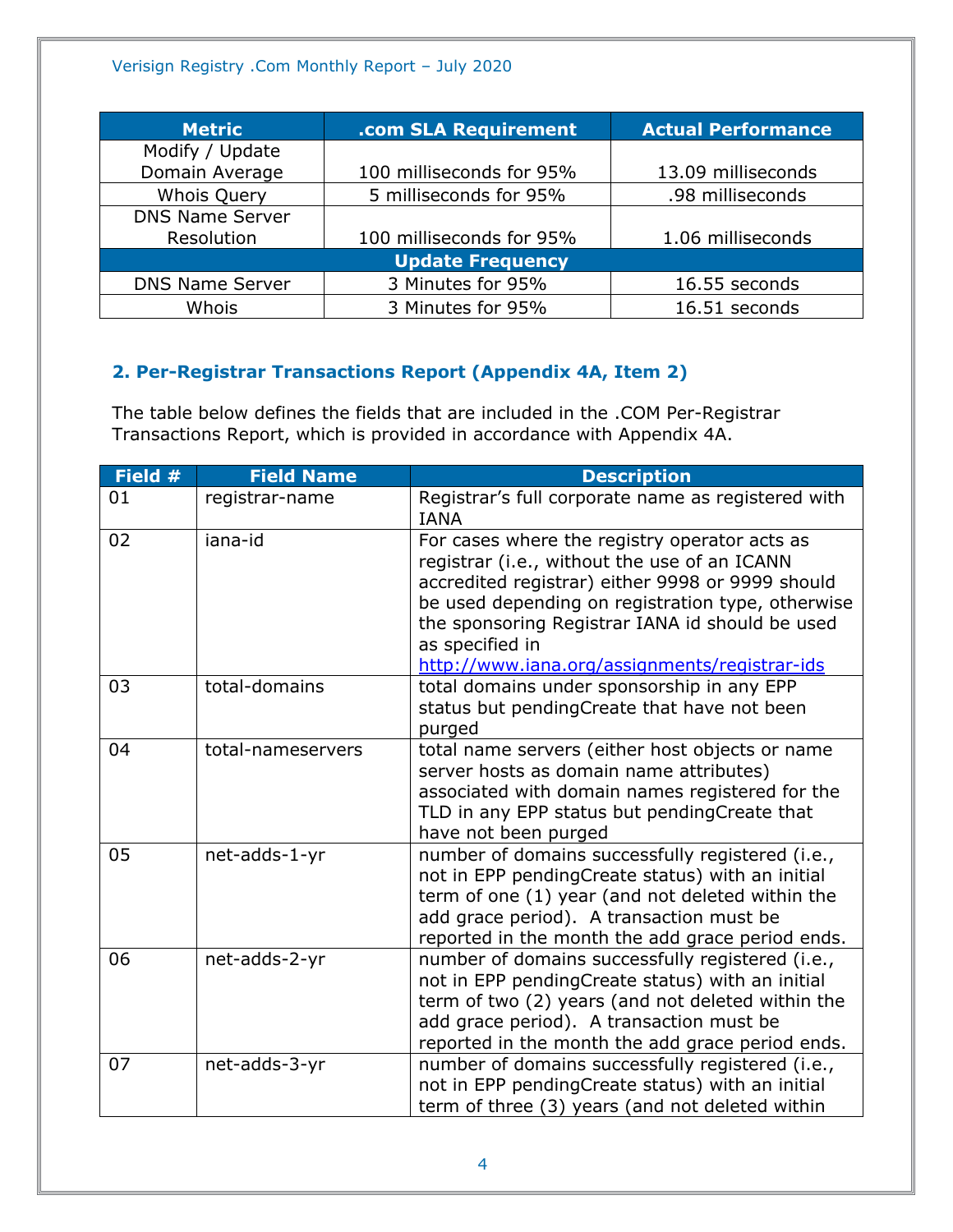| Metric | .com SLA Requirement | Actual Performance |
|---|---|---|
| Modify / Update Domain Average | 100 milliseconds for 95% | 13.09 milliseconds |
| Whois Query | 5 milliseconds for 95% | .98 milliseconds |
| DNS Name Server Resolution | 100 milliseconds for 95% | 1.06 milliseconds |
| **Update Frequency** | | |
| DNS Name Server | 3 Minutes for 95% | 16.55 seconds |
| Whois | 3 Minutes for 95% | 16.51 seconds |

## 2. Per-Registrar Transactions Report (Appendix 4A, Item 2)

The table below defines the fields that are included in the .COM Per-Registrar Transactions Report, which is provided in accordance with Appendix 4A.

| Field # | Field Name | Description |
|---|---|---|
| 01 | registrar-name | Registrar's full corporate name as registered with IANA |
| 02 | iana-id | For cases where the registry operator acts as registrar (i.e., without the use of an ICANN accredited registrar) either 9998 or 9999 should be used depending on registration type, otherwise the sponsoring Registrar IANA id should be used as specified in http://www.iana.org/assignments/registrar-ids |
| 03 | total-domains | total domains under sponsorship in any EPP status but pendingCreate that have not been purged |
| 04 | total-nameservers | total name servers (either host objects or name server hosts as domain name attributes) associated with domain names registered for the TLD in any EPP status but pendingCreate that have not been purged |
| 05 | net-adds-1-yr | number of domains successfully registered (i.e., not in EPP pendingCreate status) with an initial term of one (1) year (and not deleted within the add grace period). A transaction must be reported in the month the add grace period ends. |
| 06 | net-adds-2-yr | number of domains successfully registered (i.e., not in EPP pendingCreate status) with an initial term of two (2) years (and not deleted within the add grace period). A transaction must be reported in the month the add grace period ends. |
| 07 | net-adds-3-yr | number of domains successfully registered (i.e., not in EPP pendingCreate status) with an initial term of three (3) years (and not deleted within |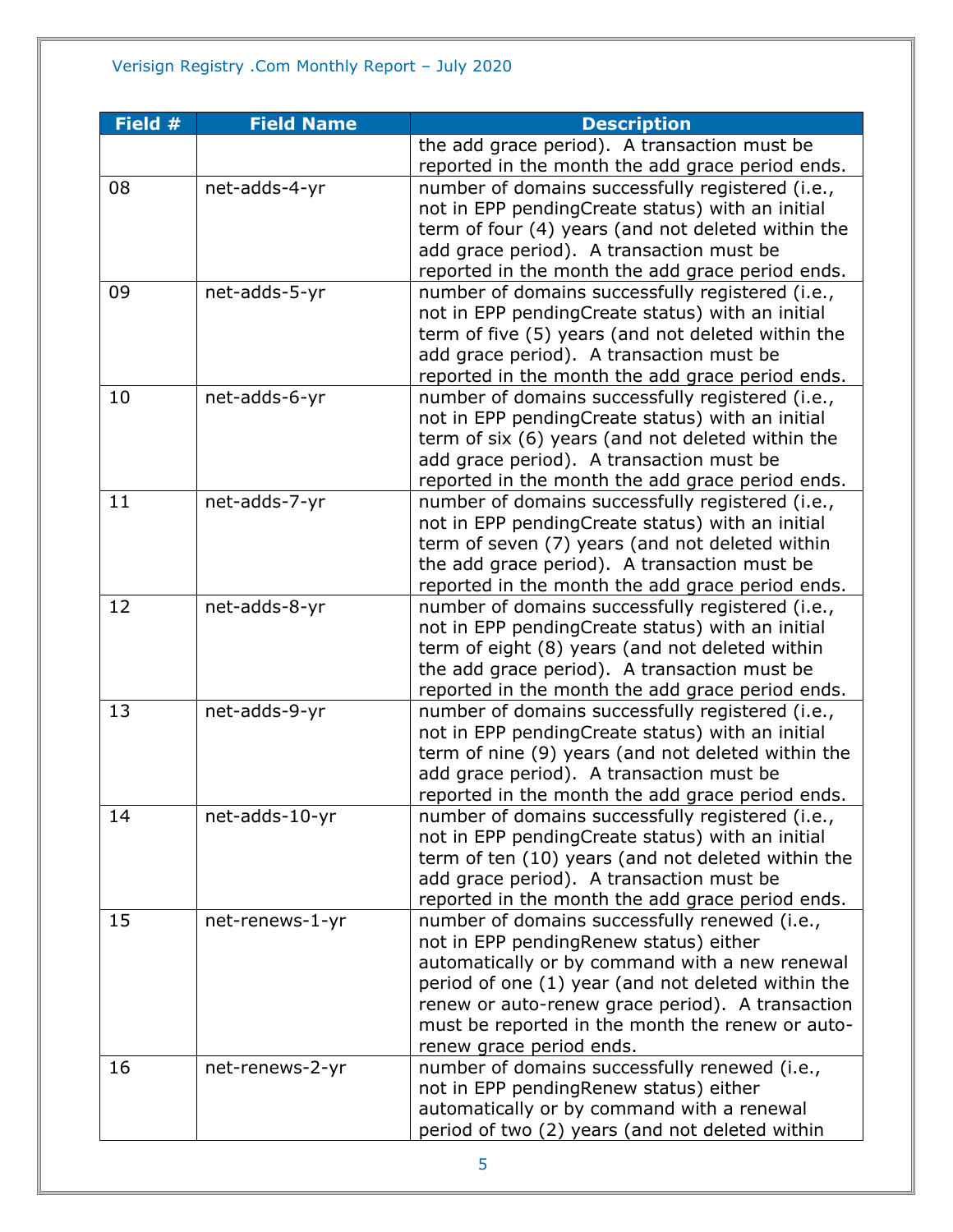| Field # | Field Name | Description |
|---|---|---|
| | | the add grace period). A transaction must be reported in the month the add grace period ends. |
| 08 | net-adds-4-yr | number of domains successfully registered (i.e., not in EPP pendingCreate status) with an initial term of four (4) years (and not deleted within the add grace period). A transaction must be reported in the month the add grace period ends. |
| 09 | net-adds-5-yr | number of domains successfully registered (i.e., not in EPP pendingCreate status) with an initial term of five (5) years (and not deleted within the add grace period). A transaction must be reported in the month the add grace period ends. |
| 10 | net-adds-6-yr | number of domains successfully registered (i.e., not in EPP pendingCreate status) with an initial term of six (6) years (and not deleted within the add grace period). A transaction must be reported in the month the add grace period ends. |
| 11 | net-adds-7-yr | number of domains successfully registered (i.e., not in EPP pendingCreate status) with an initial term of seven (7) years (and not deleted within the add grace period). A transaction must be reported in the month the add grace period ends. |
| 12 | net-adds-8-yr | number of domains successfully registered (i.e., not in EPP pendingCreate status) with an initial term of eight (8) years (and not deleted within the add grace period). A transaction must be reported in the month the add grace period ends. |
| 13 | net-adds-9-yr | number of domains successfully registered (i.e., not in EPP pendingCreate status) with an initial term of nine (9) years (and not deleted within the add grace period). A transaction must be reported in the month the add grace period ends. |
| 14 | net-adds-10-yr | number of domains successfully registered (i.e., not in EPP pendingCreate status) with an initial term of ten (10) years (and not deleted within the add grace period). A transaction must be reported in the month the add grace period ends. |
| 15 | net-renews-1-yr | number of domains successfully renewed (i.e., not in EPP pendingRenew status) either automatically or by command with a new renewal period of one (1) year (and not deleted within the renew or auto-renew grace period). A transaction must be reported in the month the renew or auto-renew grace period ends. |
| 16 | net-renews-2-yr | number of domains successfully renewed (i.e., not in EPP pendingRenew status) either automatically or by command with a renewal period of two (2) years (and not deleted within |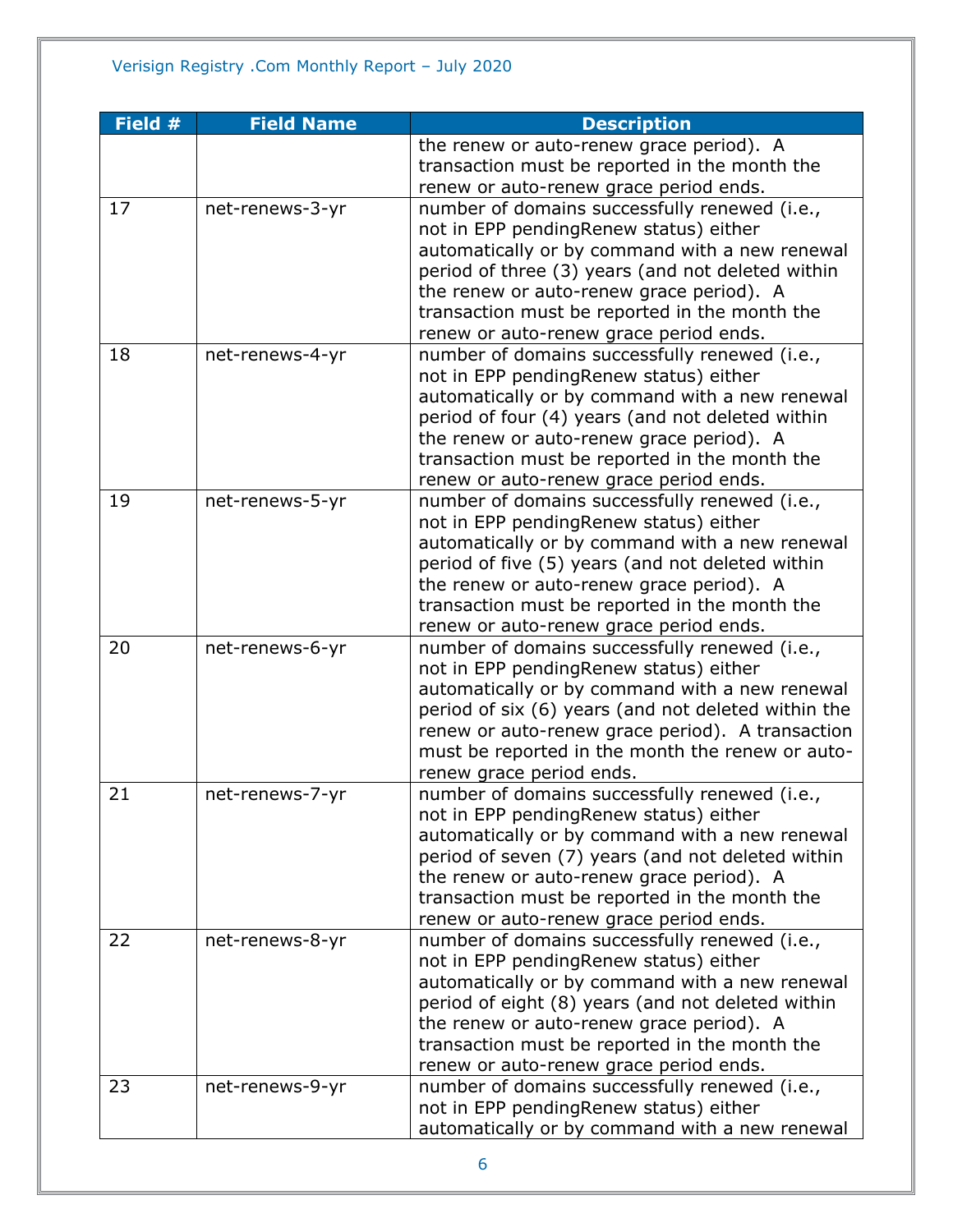| Field # | Field Name | Description |
|---|---|---|
| | | the renew or auto-renew grace period). A transaction must be reported in the month the renew or auto-renew grace period ends. |
| 17 | net-renews-3-yr | number of domains successfully renewed (i.e., not in EPP pendingRenew status) either automatically or by command with a new renewal period of three (3) years (and not deleted within the renew or auto-renew grace period). A transaction must be reported in the month the renew or auto-renew grace period ends. |
| 18 | net-renews-4-yr | number of domains successfully renewed (i.e., not in EPP pendingRenew status) either automatically or by command with a new renewal period of four (4) years (and not deleted within the renew or auto-renew grace period). A transaction must be reported in the month the renew or auto-renew grace period ends. |
| 19 | net-renews-5-yr | number of domains successfully renewed (i.e., not in EPP pendingRenew status) either automatically or by command with a new renewal period of five (5) years (and not deleted within the renew or auto-renew grace period). A transaction must be reported in the month the renew or auto-renew grace period ends. |
| 20 | net-renews-6-yr | number of domains successfully renewed (i.e., not in EPP pendingRenew status) either automatically or by command with a new renewal period of six (6) years (and not deleted within the renew or auto-renew grace period). A transaction must be reported in the month the renew or auto-renew grace period ends. |
| 21 | net-renews-7-yr | number of domains successfully renewed (i.e., not in EPP pendingRenew status) either automatically or by command with a new renewal period of seven (7) years (and not deleted within the renew or auto-renew grace period). A transaction must be reported in the month the renew or auto-renew grace period ends. |
| 22 | net-renews-8-yr | number of domains successfully renewed (i.e., not in EPP pendingRenew status) either automatically or by command with a new renewal period of eight (8) years (and not deleted within the renew or auto-renew grace period). A transaction must be reported in the month the renew or auto-renew grace period ends. |
| 23 | net-renews-9-yr | number of domains successfully renewed (i.e., not in EPP pendingRenew status) either automatically or by command with a new renewal |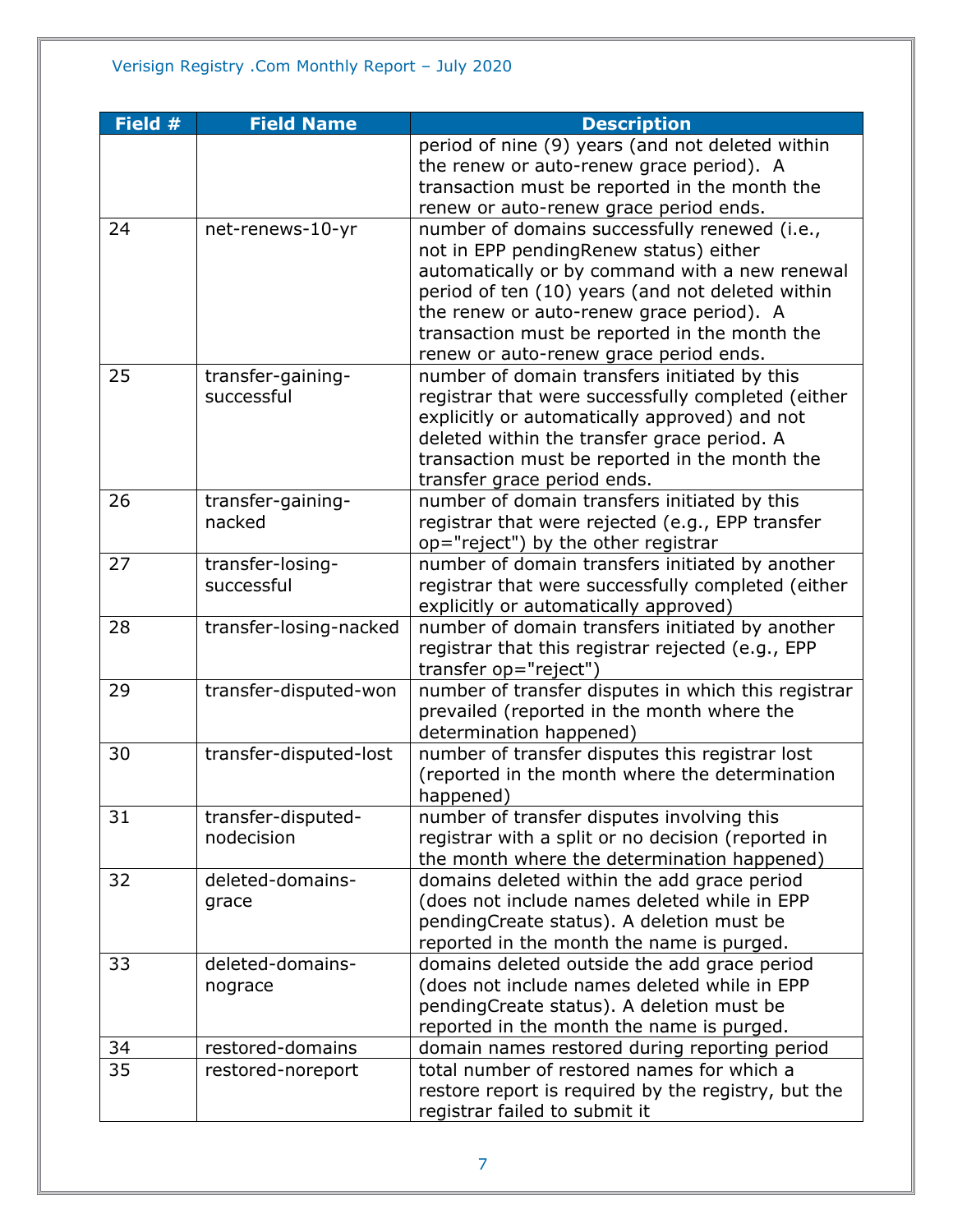| Field # | Field Name | Description |
|---|---|---|
| | | period of nine (9) years (and not deleted within the renew or auto-renew grace period). A transaction must be reported in the month the renew or auto-renew grace period ends. |
| 24 | net-renews-10-yr | number of domains successfully renewed (i.e., not in EPP pendingRenew status) either automatically or by command with a new renewal period of ten (10) years (and not deleted within the renew or auto-renew grace period). A transaction must be reported in the month the renew or auto-renew grace period ends. |
| 25 | transfer-gaining-successful | number of domain transfers initiated by this registrar that were successfully completed (either explicitly or automatically approved) and not deleted within the transfer grace period. A transaction must be reported in the month the transfer grace period ends. |
| 26 | transfer-gaining-nacked | number of domain transfers initiated by this registrar that were rejected (e.g., EPP transfer op="reject") by the other registrar |
| 27 | transfer-losing-successful | number of domain transfers initiated by another registrar that were successfully completed (either explicitly or automatically approved) |
| 28 | transfer-losing-nacked | number of domain transfers initiated by another registrar that this registrar rejected (e.g., EPP transfer op="reject") |
| 29 | transfer-disputed-won | number of transfer disputes in which this registrar prevailed (reported in the month where the determination happened) |
| 30 | transfer-disputed-lost | number of transfer disputes this registrar lost (reported in the month where the determination happened) |
| 31 | transfer-disputed-nodecision | number of transfer disputes involving this registrar with a split or no decision (reported in the month where the determination happened) |
| 32 | deleted-domains-grace | domains deleted within the add grace period (does not include names deleted while in EPP pendingCreate status). A deletion must be reported in the month the name is purged. |
| 33 | deleted-domains-nograce | domains deleted outside the add grace period (does not include names deleted while in EPP pendingCreate status). A deletion must be reported in the month the name is purged. |
| 34 | restored-domains | domain names restored during reporting period |
| 35 | restored-noreport | total number of restored names for which a restore report is required by the registry, but the registrar failed to submit it |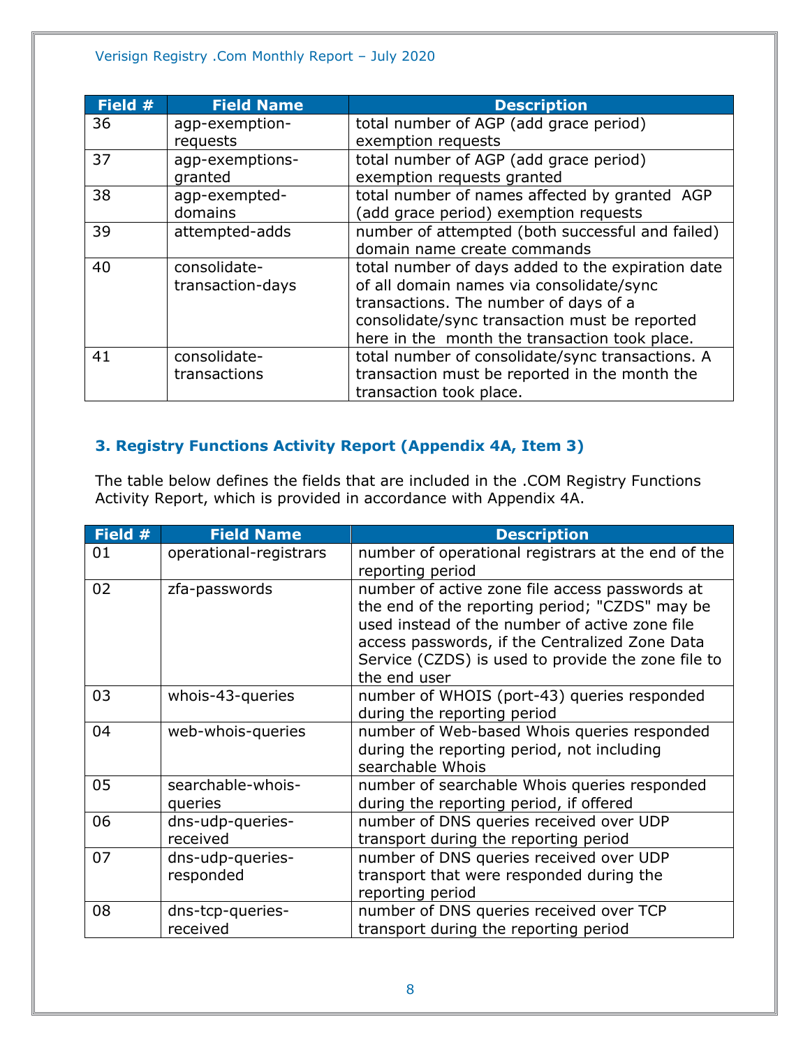| Field # | Field Name | Description |
|---|---|---|
| 36 | agp-exemption-requests | total number of AGP (add grace period) exemption requests |
| 37 | agp-exemptions-granted | total number of AGP (add grace period) exemption requests granted |
| 38 | agp-exempted-domains | total number of names affected by granted AGP (add grace period) exemption requests |
| 39 | attempted-adds | number of attempted (both successful and failed) domain name create commands |
| 40 | consolidate-transaction-days | total number of days added to the expiration date of all domain names via consolidate/sync transactions. The number of days of a consolidate/sync transaction must be reported here in the month the transaction took place. |
| 41 | consolidate-transactions | total number of consolidate/sync transactions. A transaction must be reported in the month the transaction took place. |

### 3. Registry Functions Activity Report (Appendix 4A, Item 3)

The table below defines the fields that are included in the .COM Registry Functions Activity Report, which is provided in accordance with Appendix 4A.

| Field # | Field Name | Description |
|---|---|---|
| 01 | operational-registrars | number of operational registrars at the end of the reporting period |
| 02 | zfa-passwords | number of active zone file access passwords at the end of the reporting period; "CZDS" may be used instead of the number of active zone file access passwords, if the Centralized Zone Data Service (CZDS) is used to provide the zone file to the end user |
| 03 | whois-43-queries | number of WHOIS (port-43) queries responded during the reporting period |
| 04 | web-whois-queries | number of Web-based Whois queries responded during the reporting period, not including searchable Whois |
| 05 | searchable-whois-queries | number of searchable Whois queries responded during the reporting period, if offered |
| 06 | dns-udp-queries-received | number of DNS queries received over UDP transport during the reporting period |
| 07 | dns-udp-queries-responded | number of DNS queries received over UDP transport that were responded during the reporting period |
| 08 | dns-tcp-queries-received | number of DNS queries received over TCP transport during the reporting period |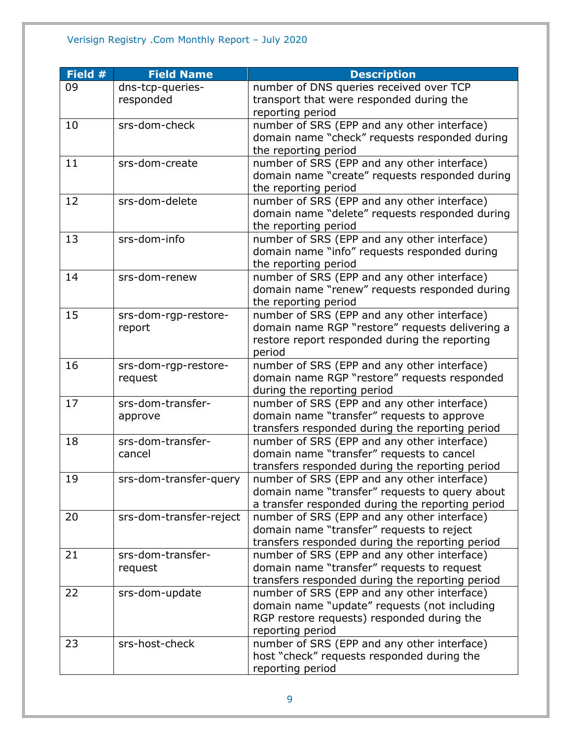| Field # | Field Name | Description |
|---|---|---|
| 09 | dns-tcp-queries-responded | number of DNS queries received over TCP transport that were responded during the reporting period |
| 10 | srs-dom-check | number of SRS (EPP and any other interface) domain name “check” requests responded during the reporting period |
| 11 | srs-dom-create | number of SRS (EPP and any other interface) domain name “create” requests responded during the reporting period |
| 12 | srs-dom-delete | number of SRS (EPP and any other interface) domain name “delete” requests responded during the reporting period |
| 13 | srs-dom-info | number of SRS (EPP and any other interface) domain name “info” requests responded during the reporting period |
| 14 | srs-dom-renew | number of SRS (EPP and any other interface) domain name “renew” requests responded during the reporting period |
| 15 | srs-dom-rgp-restore-report | number of SRS (EPP and any other interface) domain name RGP “restore” requests delivering a restore report responded during the reporting period |
| 16 | srs-dom-rgp-restore-request | number of SRS (EPP and any other interface) domain name RGP “restore” requests responded during the reporting period |
| 17 | srs-dom-transfer-approve | number of SRS (EPP and any other interface) domain name “transfer” requests to approve transfers responded during the reporting period |
| 18 | srs-dom-transfer-cancel | number of SRS (EPP and any other interface) domain name “transfer” requests to cancel transfers responded during the reporting period |
| 19 | srs-dom-transfer-query | number of SRS (EPP and any other interface) domain name “transfer” requests to query about a transfer responded during the reporting period |
| 20 | srs-dom-transfer-reject | number of SRS (EPP and any other interface) domain name “transfer” requests to reject transfers responded during the reporting period |
| 21 | srs-dom-transfer-request | number of SRS (EPP and any other interface) domain name “transfer” requests to request transfers responded during the reporting period |
| 22 | srs-dom-update | number of SRS (EPP and any other interface) domain name “update” requests (not including RGP restore requests) responded during the reporting period |
| 23 | srs-host-check | number of SRS (EPP and any other interface) host “check” requests responded during the reporting period |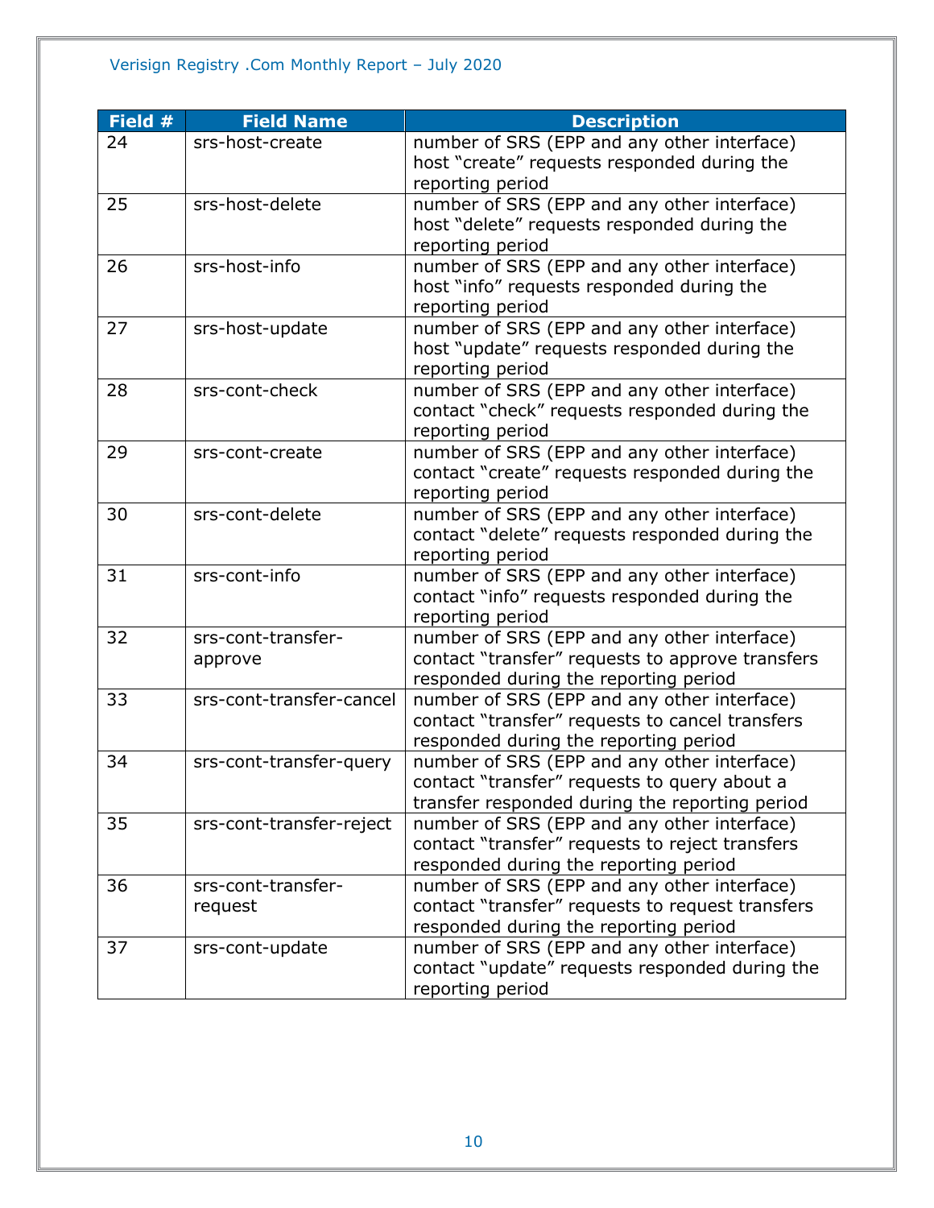| Field # | Field Name | Description |
|---|---|---|
| 24 | srs-host-create | number of SRS (EPP and any other interface) host "create" requests responded during the reporting period |
| 25 | srs-host-delete | number of SRS (EPP and any other interface) host "delete" requests responded during the reporting period |
| 26 | srs-host-info | number of SRS (EPP and any other interface) host "info" requests responded during the reporting period |
| 27 | srs-host-update | number of SRS (EPP and any other interface) host "update" requests responded during the reporting period |
| 28 | srs-cont-check | number of SRS (EPP and any other interface) contact "check" requests responded during the reporting period |
| 29 | srs-cont-create | number of SRS (EPP and any other interface) contact "create" requests responded during the reporting period |
| 30 | srs-cont-delete | number of SRS (EPP and any other interface) contact "delete" requests responded during the reporting period |
| 31 | srs-cont-info | number of SRS (EPP and any other interface) contact "info" requests responded during the reporting period |
| 32 | srs-cont-transfer-approve | number of SRS (EPP and any other interface) contact "transfer" requests to approve transfers responded during the reporting period |
| 33 | srs-cont-transfer-cancel | number of SRS (EPP and any other interface) contact "transfer" requests to cancel transfers responded during the reporting period |
| 34 | srs-cont-transfer-query | number of SRS (EPP and any other interface) contact "transfer" requests to query about a transfer responded during the reporting period |
| 35 | srs-cont-transfer-reject | number of SRS (EPP and any other interface) contact "transfer" requests to reject transfers responded during the reporting period |
| 36 | srs-cont-transfer-request | number of SRS (EPP and any other interface) contact "transfer" requests to request transfers responded during the reporting period |
| 37 | srs-cont-update | number of SRS (EPP and any other interface) contact "update" requests responded during the reporting period |